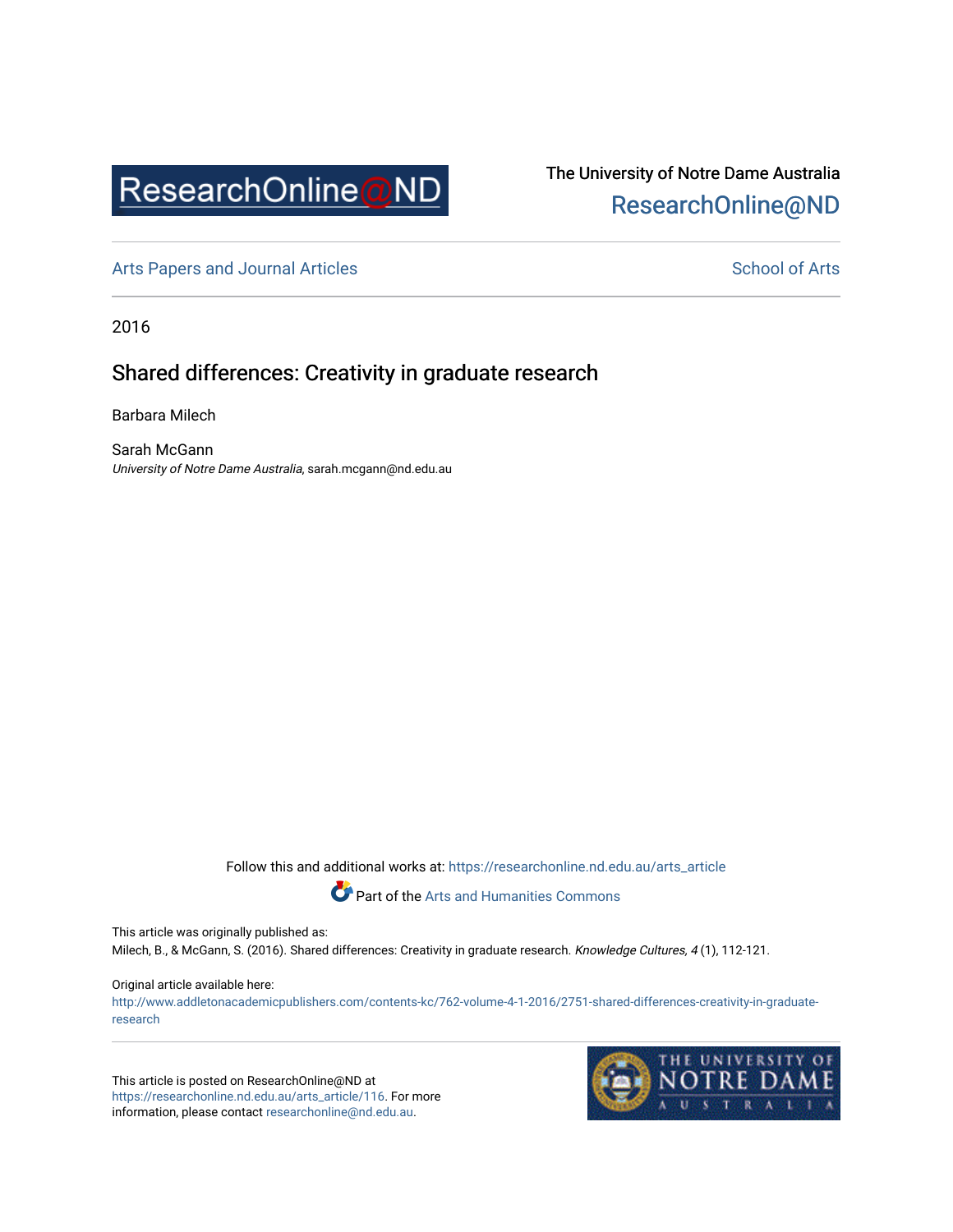The University of Notre Dame Australia
ResearchOnline@ND

Arts Papers and Journal Articles

School of Arts

2016

# Shared differences: Creativity in graduate research

Barbara Milech

Sarah McGann
*University of Notre Dame Australia*, sarah.mcgann@nd.edu.au

Follow this and additional works at: https://researchonline.nd.edu.au/arts_article

Part of the Arts and Humanities Commons

This article was originally published as:
Milech, B., & McGann, S. (2016). Shared differences: Creativity in graduate research. *Knowledge Cultures, 4* (1), 112-121.

Original article available here:
http://www.addletonacademicpublishers.com/contents-kc/762-volume-4-1-2016/2751-shared-differences-creativity-in-graduate-research

This article is posted on ResearchOnline@ND at https://researchonline.nd.edu.au/arts_article/116. For more information, please contact researchonline@nd.edu.au.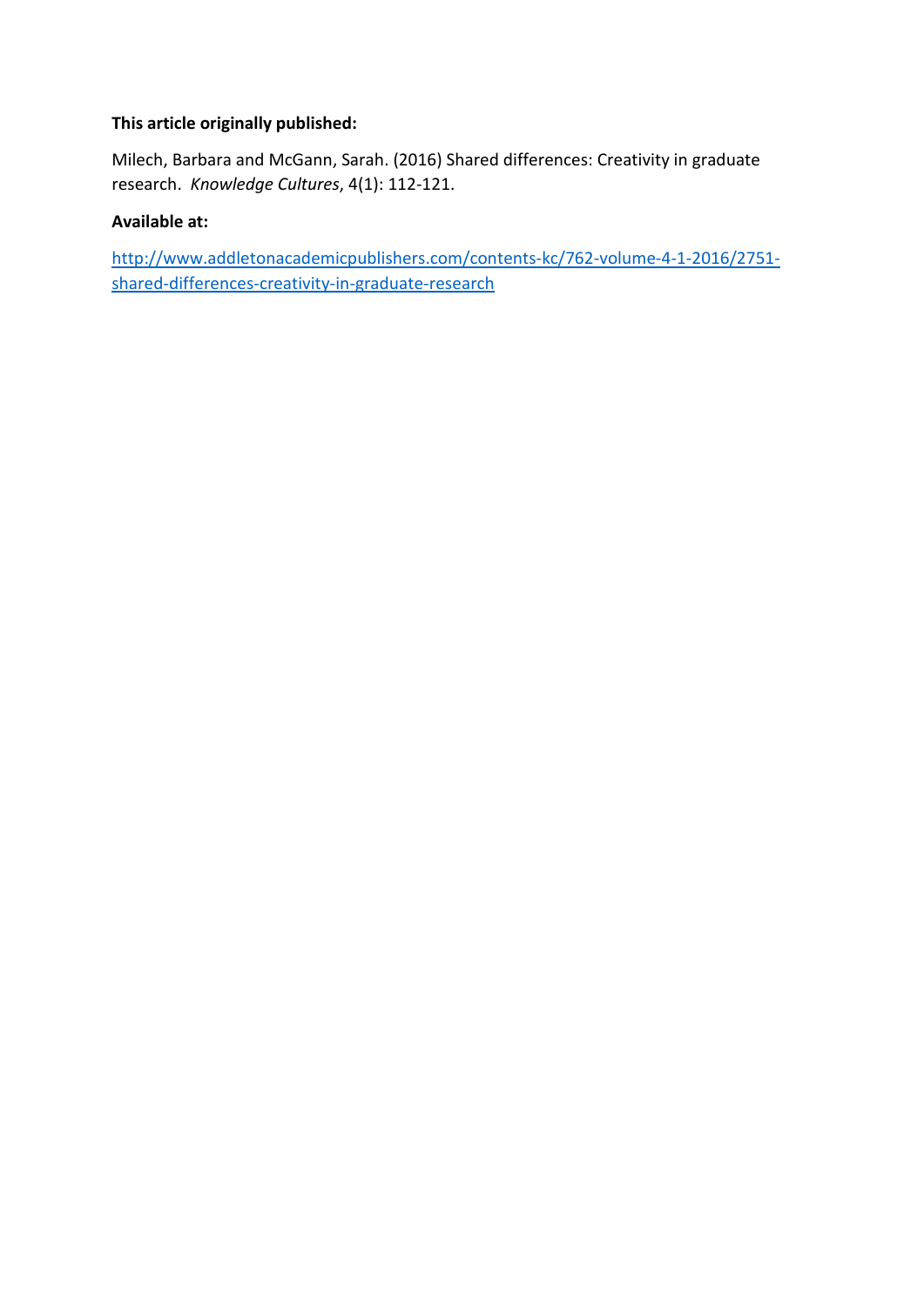**This article originally published:**

Milech, Barbara and McGann, Sarah. (2016) Shared differences: Creativity in graduate research. *Knowledge Cultures*, 4(1): 112-121.

**Available at:**

[http://www.addletonacademicpublishers.com/contents-kc/762-volume-4-1-2016/2751-shared-differences-creativity-in-graduate-research](http://www.addletonacademicpublishers.com/contents-kc/762-volume-4-1-2016/2751-shared-differences-creativity-in-graduate-research)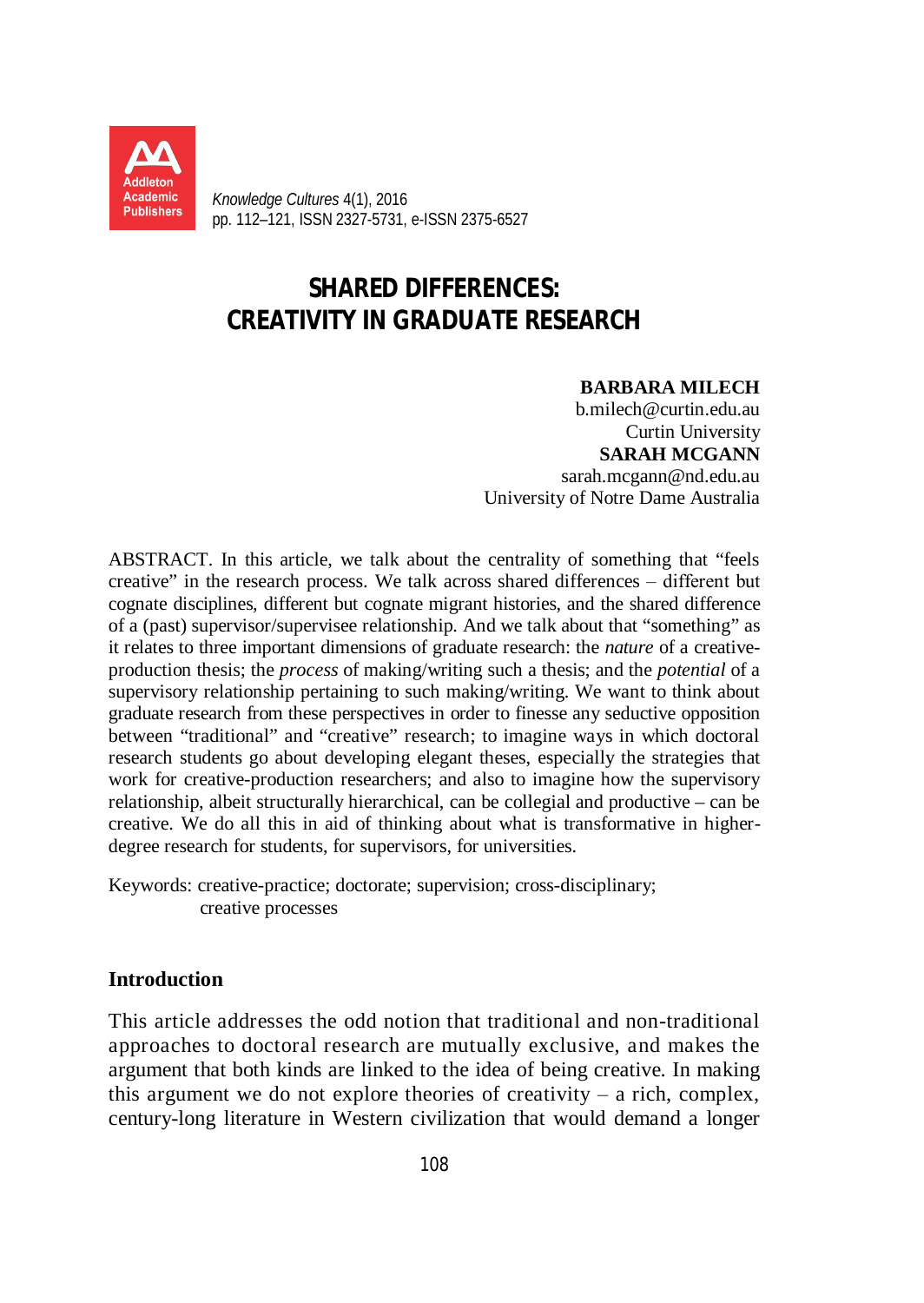# SHARED DIFFERENCES: CREATIVITY IN GRADUATE RESEARCH

**BARBARA MILECH**
b.milech@curtin.edu.au
Curtin University
**SARAH MCGANN**
sarah.mcgann@nd.edu.au
University of Notre Dame Australia

ABSTRACT. In this article, we talk about the centrality of something that "feels creative" in the research process. We talk across shared differences – different but cognate disciplines, different but cognate migrant histories, and the shared difference of a (past) supervisor/supervisee relationship. And we talk about that "something" as it relates to three important dimensions of graduate research: the *nature* of a creative-production thesis; the *process* of making/writing such a thesis; and the *potential* of a supervisory relationship pertaining to such making/writing. We want to think about graduate research from these perspectives in order to finesse any seductive opposition between "traditional" and "creative" research; to imagine ways in which doctoral research students go about developing elegant theses, especially the strategies that work for creative-production researchers; and also to imagine how the supervisory relationship, albeit structurally hierarchical, can be collegial and productive – can be creative. We do all this in aid of thinking about what is transformative in higher-degree research for students, for supervisors, for universities.

Keywords: creative-practice; doctorate; supervision; cross-disciplinary; creative processes

## Introduction

This article addresses the odd notion that traditional and non-traditional approaches to doctoral research are mutually exclusive, and makes the argument that both kinds are linked to the idea of being creative. In making this argument we do not explore theories of creativity – a rich, complex, century-long literature in Western civilization that would demand a longer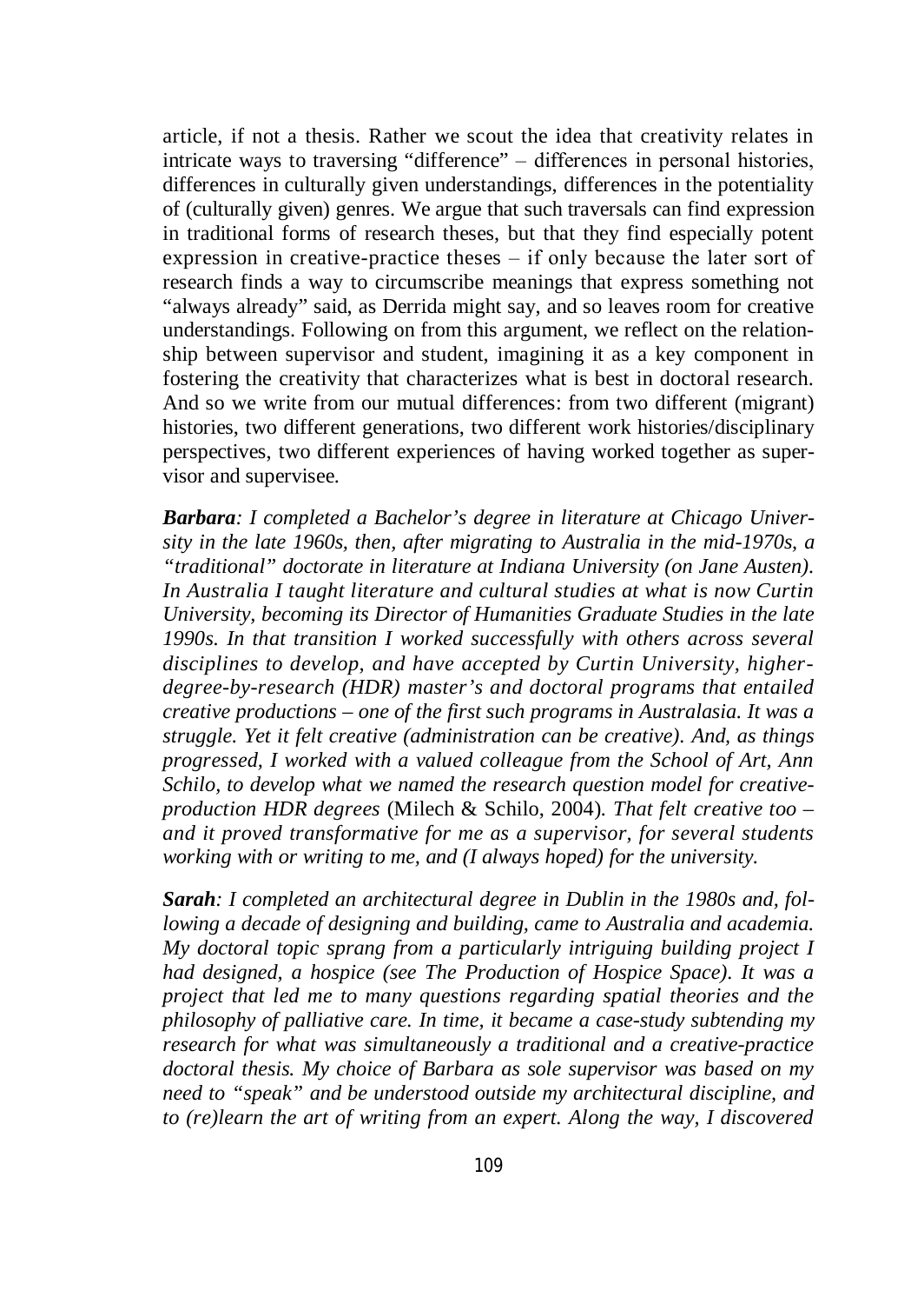article, if not a thesis. Rather we scout the idea that creativity relates in intricate ways to traversing "difference" – differences in personal histories, differences in culturally given understandings, differences in the potentiality of (culturally given) genres. We argue that such traversals can find expression in traditional forms of research theses, but that they find especially potent expression in creative-practice theses – if only because the later sort of research finds a way to circumscribe meanings that express something not "always already" said, as Derrida might say, and so leaves room for creative understandings. Following on from this argument, we reflect on the relationship between supervisor and student, imagining it as a key component in fostering the creativity that characterizes what is best in doctoral research. And so we write from our mutual differences: from two different (migrant) histories, two different generations, two different work histories/disciplinary perspectives, two different experiences of having worked together as supervisor and supervisee.

***Barbara**: I completed a Bachelor's degree in literature at Chicago University in the late 1960s, then, after migrating to Australia in the mid-1970s, a "traditional" doctorate in literature at Indiana University (on Jane Austen). In Australia I taught literature and cultural studies at what is now Curtin University, becoming its Director of Humanities Graduate Studies in the late 1990s. In that transition I worked successfully with others across several disciplines to develop, and have accepted by Curtin University, higher-degree-by-research (HDR) master's and doctoral programs that entailed creative productions – one of the first such programs in Australasia. It was a struggle. Yet it felt creative (administration can be creative). And, as things progressed, I worked with a valued colleague from the School of Art, Ann Schilo, to develop what we named the research question model for creative-production HDR degrees* (Milech & Schilo, 2004)*. That felt creative too – and it proved transformative for me as a supervisor, for several students working with or writing to me, and (I always hoped) for the university.*

***Sarah**: I completed an architectural degree in Dublin in the 1980s and, following a decade of designing and building, came to Australia and academia. My doctoral topic sprang from a particularly intriguing building project I had designed, a hospice (see The Production of Hospice Space). It was a project that led me to many questions regarding spatial theories and the philosophy of palliative care. In time, it became a case-study subtending my research for what was simultaneously a traditional and a creative-practice doctoral thesis. My choice of Barbara as sole supervisor was based on my need to "speak" and be understood outside my architectural discipline, and to (re)learn the art of writing from an expert. Along the way, I discovered*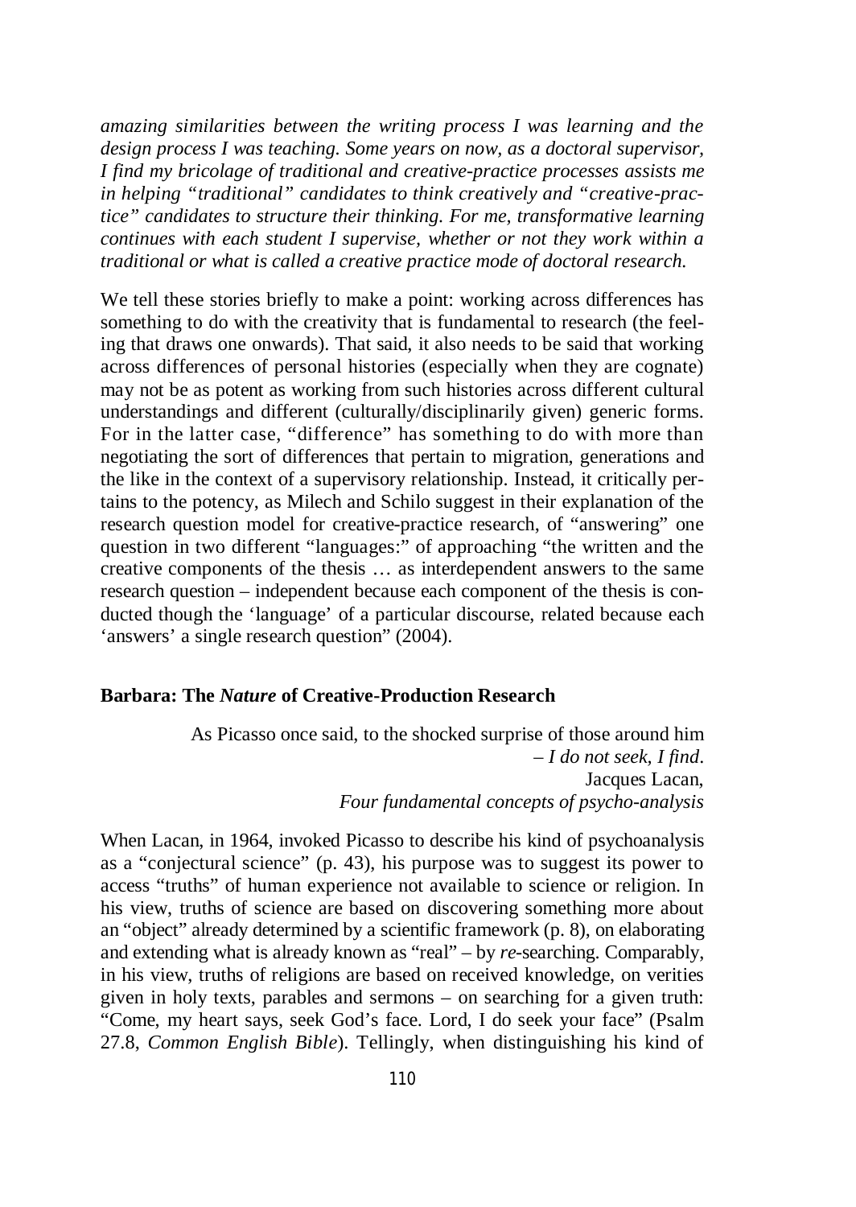*amazing similarities between the writing process I was learning and the design process I was teaching. Some years on now, as a doctoral supervisor, I find my bricolage of traditional and creative-practice processes assists me in helping "traditional" candidates to think creatively and "creative-practice" candidates to structure their thinking. For me, transformative learning continues with each student I supervise, whether or not they work within a traditional or what is called a creative practice mode of doctoral research.*

We tell these stories briefly to make a point: working across differences has something to do with the creativity that is fundamental to research (the feeling that draws one onwards). That said, it also needs to be said that working across differences of personal histories (especially when they are cognate) may not be as potent as working from such histories across different cultural understandings and different (culturally/disciplinarily given) generic forms. For in the latter case, "difference" has something to do with more than negotiating the sort of differences that pertain to migration, generations and the like in the context of a supervisory relationship. Instead, it critically pertains to the potency, as Milech and Schilo suggest in their explanation of the research question model for creative-practice research, of "answering" one question in two different "languages:" of approaching "the written and the creative components of the thesis … as interdependent answers to the same research question – independent because each component of the thesis is conducted though the 'language' of a particular discourse, related because each 'answers' a single research question" (2004).

## Barbara: The *Nature* of Creative-Production Research

> As Picasso once said, to the shocked surprise of those around him – *I do not seek, I find*.
> Jacques Lacan,
> *Four fundamental concepts of psycho-analysis*

When Lacan, in 1964, invoked Picasso to describe his kind of psychoanalysis as a "conjectural science" (p. 43), his purpose was to suggest its power to access "truths" of human experience not available to science or religion. In his view, truths of science are based on discovering something more about an "object" already determined by a scientific framework (p. 8), on elaborating and extending what is already known as "real" – by *re*-searching. Comparably, in his view, truths of religions are based on received knowledge, on verities given in holy texts, parables and sermons – on searching for a given truth: "Come, my heart says, seek God's face. Lord, I do seek your face" (Psalm 27.8, *Common English Bible*). Tellingly, when distinguishing his kind of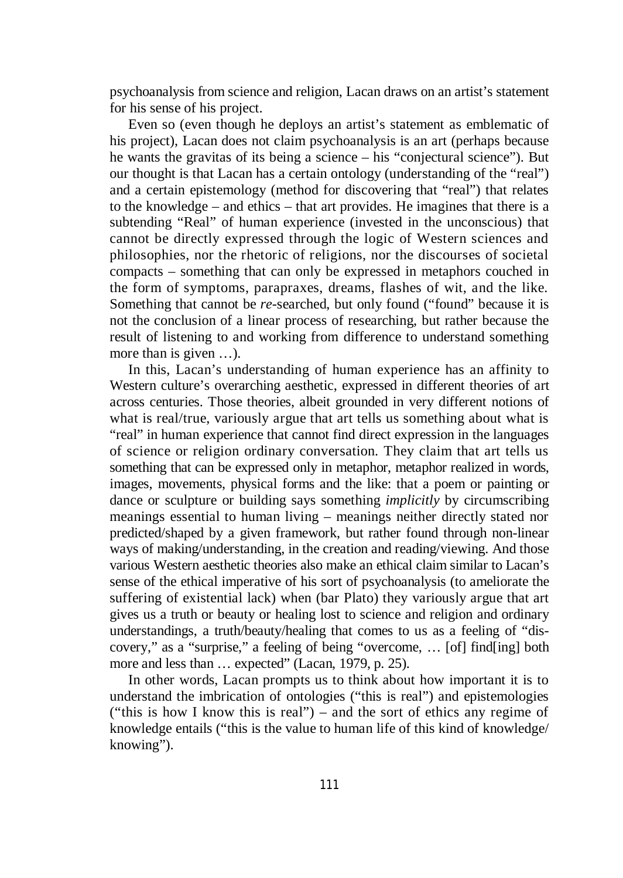psychoanalysis from science and religion, Lacan draws on an artist's statement for his sense of his project.

Even so (even though he deploys an artist's statement as emblematic of his project), Lacan does not claim psychoanalysis is an art (perhaps because he wants the gravitas of its being a science – his "conjectural science"). But our thought is that Lacan has a certain ontology (understanding of the "real") and a certain epistemology (method for discovering that "real") that relates to the knowledge – and ethics – that art provides. He imagines that there is a subtending "Real" of human experience (invested in the unconscious) that cannot be directly expressed through the logic of Western sciences and philosophies, nor the rhetoric of religions, nor the discourses of societal compacts – something that can only be expressed in metaphors couched in the form of symptoms, parapraxes, dreams, flashes of wit, and the like. Something that cannot be *re*-searched, but only found ("found" because it is not the conclusion of a linear process of researching, but rather because the result of listening to and working from difference to understand something more than is given …).

In this, Lacan's understanding of human experience has an affinity to Western culture's overarching aesthetic, expressed in different theories of art across centuries. Those theories, albeit grounded in very different notions of what is real/true, variously argue that art tells us something about what is "real" in human experience that cannot find direct expression in the languages of science or religion ordinary conversation. They claim that art tells us something that can be expressed only in metaphor, metaphor realized in words, images, movements, physical forms and the like: that a poem or painting or dance or sculpture or building says something *implicitly* by circumscribing meanings essential to human living – meanings neither directly stated nor predicted/shaped by a given framework, but rather found through non-linear ways of making/understanding, in the creation and reading/viewing. And those various Western aesthetic theories also make an ethical claim similar to Lacan's sense of the ethical imperative of his sort of psychoanalysis (to ameliorate the suffering of existential lack) when (bar Plato) they variously argue that art gives us a truth or beauty or healing lost to science and religion and ordinary understandings, a truth/beauty/healing that comes to us as a feeling of "discovery," as a "surprise," a feeling of being "overcome, … [of] find[ing] both more and less than … expected" (Lacan, 1979, p. 25).

In other words, Lacan prompts us to think about how important it is to understand the imbrication of ontologies ("this is real") and epistemologies ("this is how I know this is real") – and the sort of ethics any regime of knowledge entails ("this is the value to human life of this kind of knowledge/knowing").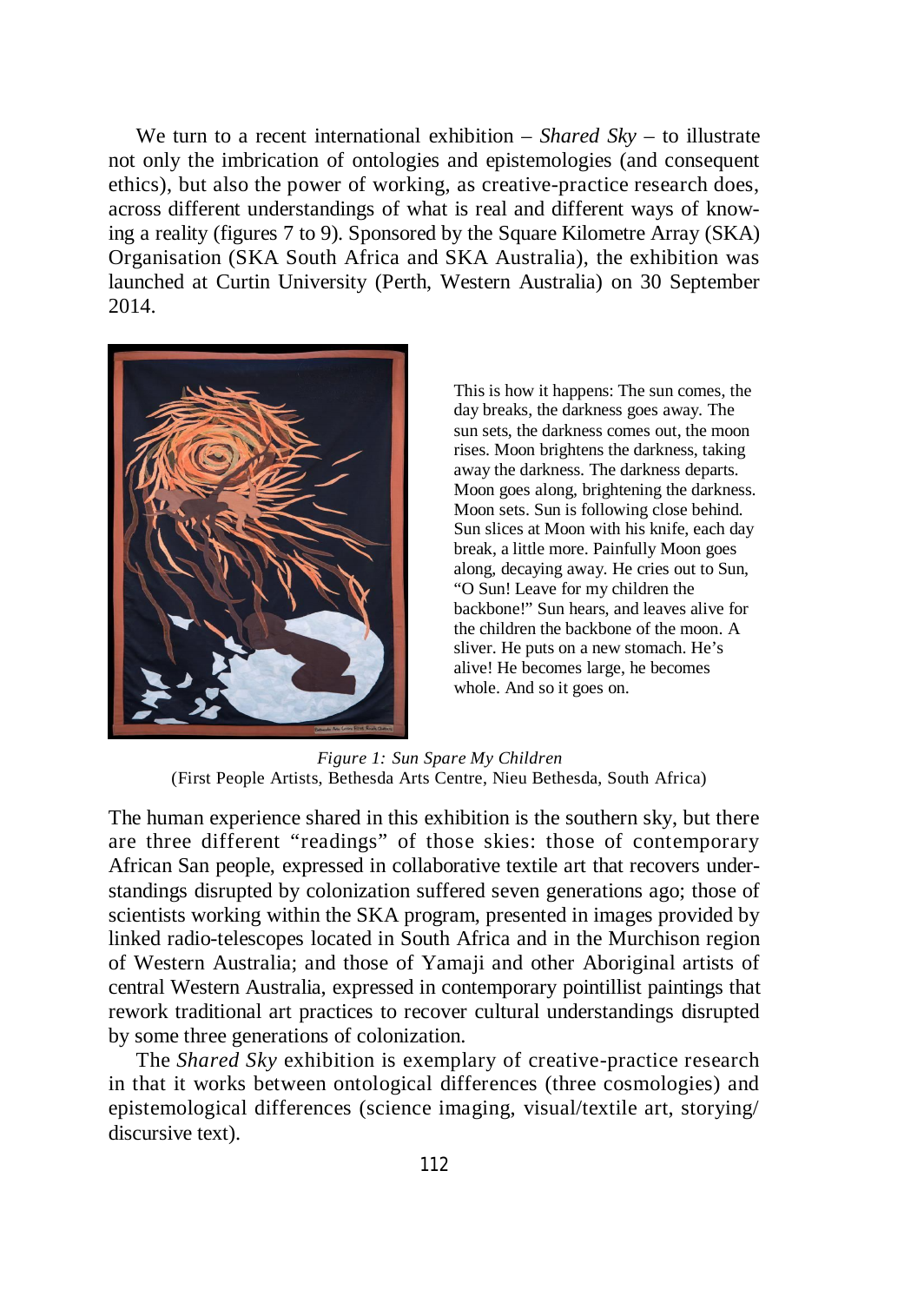We turn to a recent international exhibition – *Shared Sky* – to illustrate not only the imbrication of ontologies and epistemologies (and consequent ethics), but also the power of working, as creative-practice research does, across different understandings of what is real and different ways of knowing a reality (figures 7 to 9). Sponsored by the Square Kilometre Array (SKA) Organisation (SKA South Africa and SKA Australia), the exhibition was launched at Curtin University (Perth, Western Australia) on 30 September 2014.

This is how it happens: The sun comes, the day breaks, the darkness goes away. The sun sets, the darkness comes out, the moon rises. Moon brightens the darkness, taking away the darkness. The darkness departs. Moon goes along, brightening the darkness. Moon sets. Sun is following close behind. Sun slices at Moon with his knife, each day break, a little more. Painfully Moon goes along, decaying away. He cries out to Sun, "O Sun! Leave for my children the backbone!" Sun hears, and leaves alive for the children the backbone of the moon. A sliver. He puts on a new stomach. He's alive! He becomes large, he becomes whole. And so it goes on.

*Figure 1: Sun Spare My Children*
(First People Artists, Bethesda Arts Centre, Nieu Bethesda, South Africa)

The human experience shared in this exhibition is the southern sky, but there are three different "readings" of those skies: those of contemporary African San people, expressed in collaborative textile art that recovers understandings disrupted by colonization suffered seven generations ago; those of scientists working within the SKA program, presented in images provided by linked radio-telescopes located in South Africa and in the Murchison region of Western Australia; and those of Yamaji and other Aboriginal artists of central Western Australia, expressed in contemporary pointillist paintings that rework traditional art practices to recover cultural understandings disrupted by some three generations of colonization.

The *Shared Sky* exhibition is exemplary of creative-practice research in that it works between ontological differences (three cosmologies) and epistemological differences (science imaging, visual/textile art, storying/discursive text).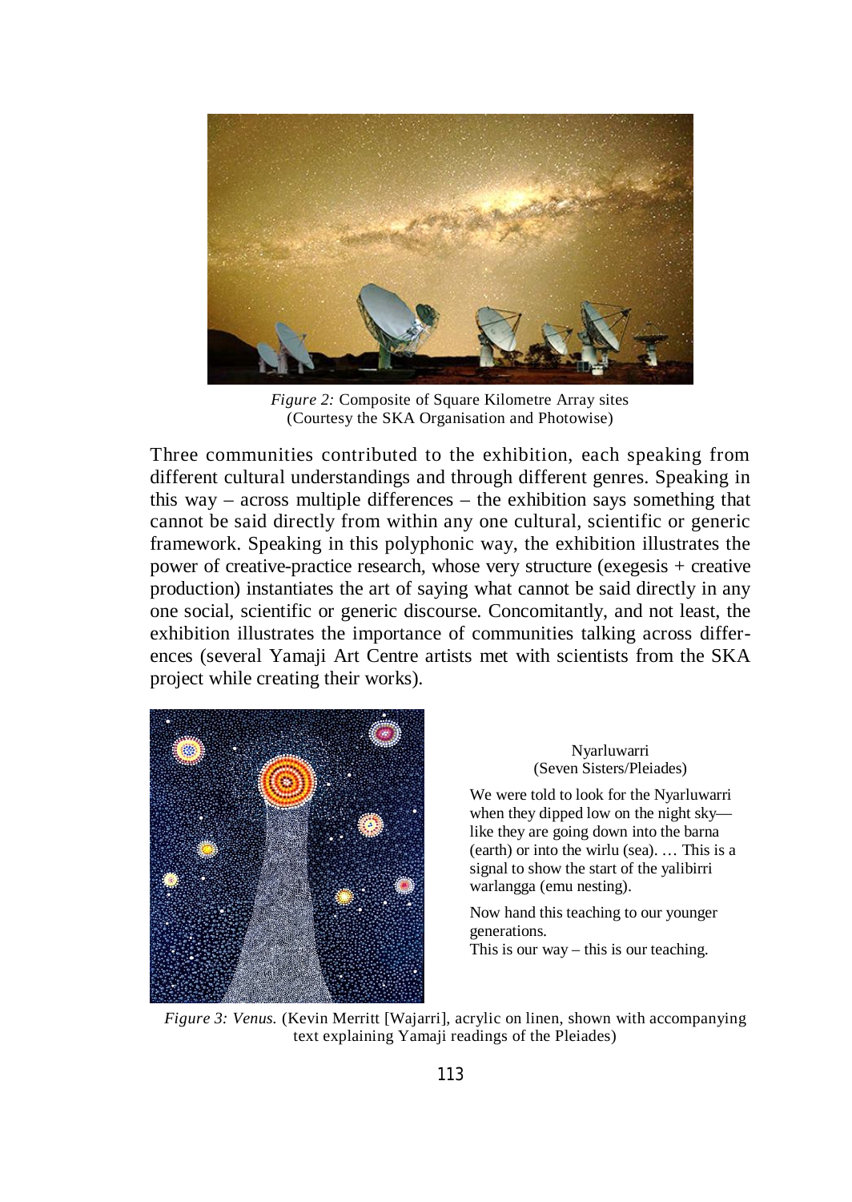*Figure 2:* Composite of Square Kilometre Array sites (Courtesy the SKA Organisation and Photowise)

Three communities contributed to the exhibition, each speaking from different cultural understandings and through different genres. Speaking in this way – across multiple differences – the exhibition says something that cannot be said directly from within any one cultural, scientific or generic framework. Speaking in this polyphonic way, the exhibition illustrates the power of creative-practice research, whose very structure (exegesis + creative production) instantiates the art of saying what cannot be said directly in any one social, scientific or generic discourse. Concomitantly, and not least, the exhibition illustrates the importance of communities talking across differences (several Yamaji Art Centre artists met with scientists from the SKA project while creating their works).

Nyarluwarri
(Seven Sisters/Pleiades)

We were told to look for the Nyarluwarri when they dipped low on the night sky—like they are going down into the barna (earth) or into the wirlu (sea). … This is a signal to show the start of the yalibirri warlangga (emu nesting).

Now hand this teaching to our younger generations.
This is our way – this is our teaching.

*Figure 3: Venus.* (Kevin Merritt [Wajarri], acrylic on linen, shown with accompanying text explaining Yamaji readings of the Pleiades)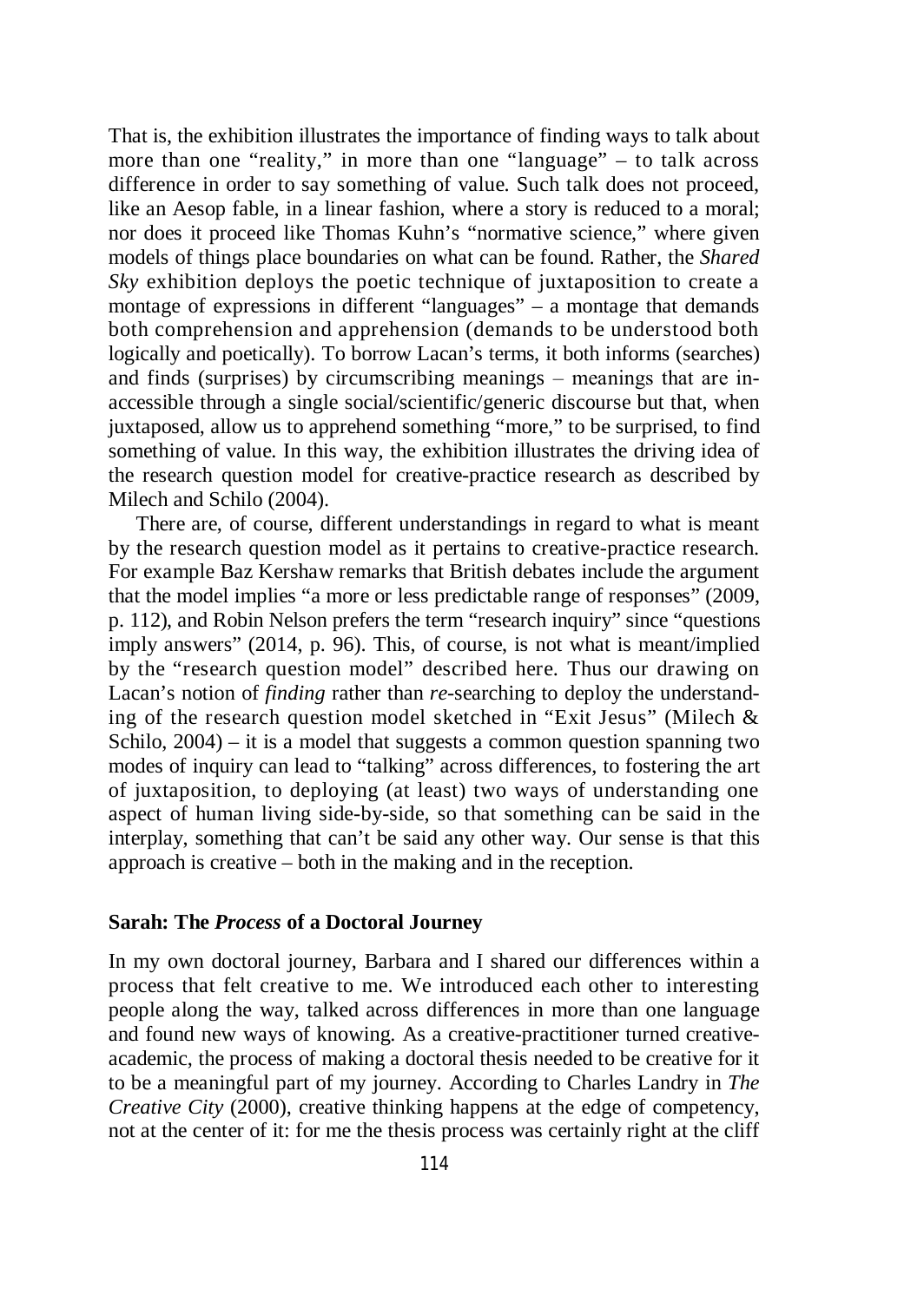That is, the exhibition illustrates the importance of finding ways to talk about more than one "reality," in more than one "language" – to talk across difference in order to say something of value. Such talk does not proceed, like an Aesop fable, in a linear fashion, where a story is reduced to a moral; nor does it proceed like Thomas Kuhn's "normative science," where given models of things place boundaries on what can be found. Rather, the *Shared Sky* exhibition deploys the poetic technique of juxtaposition to create a montage of expressions in different "languages" – a montage that demands both comprehension and apprehension (demands to be understood both logically and poetically). To borrow Lacan's terms, it both informs (searches) and finds (surprises) by circumscribing meanings – meanings that are in-accessible through a single social/scientific/generic discourse but that, when juxtaposed, allow us to apprehend something "more," to be surprised, to find something of value. In this way, the exhibition illustrates the driving idea of the research question model for creative-practice research as described by Milech and Schilo (2004).

There are, of course, different understandings in regard to what is meant by the research question model as it pertains to creative-practice research. For example Baz Kershaw remarks that British debates include the argument that the model implies "a more or less predictable range of responses" (2009, p. 112), and Robin Nelson prefers the term "research inquiry" since "questions imply answers" (2014, p. 96). This, of course, is not what is meant/implied by the "research question model" described here. Thus our drawing on Lacan's notion of *finding* rather than *re*-searching to deploy the understanding of the research question model sketched in "Exit Jesus" (Milech & Schilo, 2004) – it is a model that suggests a common question spanning two modes of inquiry can lead to "talking" across differences, to fostering the art of juxtaposition, to deploying (at least) two ways of understanding one aspect of human living side-by-side, so that something can be said in the interplay, something that can't be said any other way. Our sense is that this approach is creative – both in the making and in the reception.

### Sarah: The *Process* of a Doctoral Journey

In my own doctoral journey, Barbara and I shared our differences within a process that felt creative to me. We introduced each other to interesting people along the way, talked across differences in more than one language and found new ways of knowing. As a creative-practitioner turned creative-academic, the process of making a doctoral thesis needed to be creative for it to be a meaningful part of my journey. According to Charles Landry in *The Creative City* (2000), creative thinking happens at the edge of competency, not at the center of it: for me the thesis process was certainly right at the cliff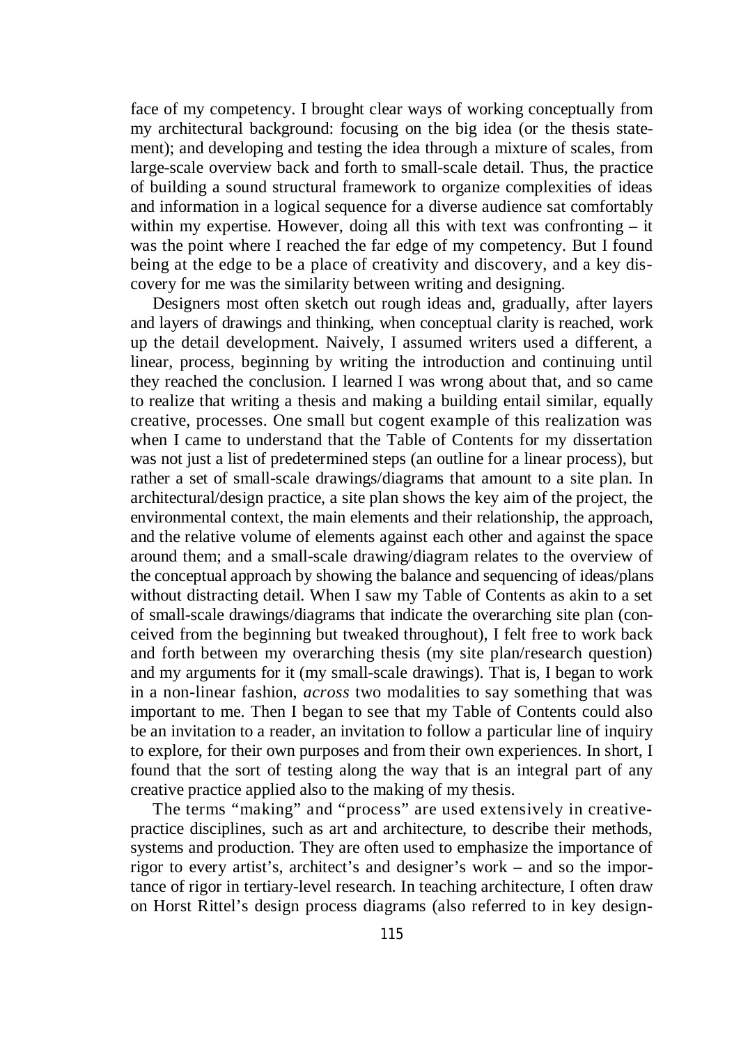face of my competency. I brought clear ways of working conceptually from my architectural background: focusing on the big idea (or the thesis statement); and developing and testing the idea through a mixture of scales, from large-scale overview back and forth to small-scale detail. Thus, the practice of building a sound structural framework to organize complexities of ideas and information in a logical sequence for a diverse audience sat comfortably within my expertise. However, doing all this with text was confronting – it was the point where I reached the far edge of my competency. But I found being at the edge to be a place of creativity and discovery, and a key discovery for me was the similarity between writing and designing.

Designers most often sketch out rough ideas and, gradually, after layers and layers of drawings and thinking, when conceptual clarity is reached, work up the detail development. Naively, I assumed writers used a different, a linear, process, beginning by writing the introduction and continuing until they reached the conclusion. I learned I was wrong about that, and so came to realize that writing a thesis and making a building entail similar, equally creative, processes. One small but cogent example of this realization was when I came to understand that the Table of Contents for my dissertation was not just a list of predetermined steps (an outline for a linear process), but rather a set of small-scale drawings/diagrams that amount to a site plan. In architectural/design practice, a site plan shows the key aim of the project, the environmental context, the main elements and their relationship, the approach, and the relative volume of elements against each other and against the space around them; and a small-scale drawing/diagram relates to the overview of the conceptual approach by showing the balance and sequencing of ideas/plans without distracting detail. When I saw my Table of Contents as akin to a set of small-scale drawings/diagrams that indicate the overarching site plan (conceived from the beginning but tweaked throughout), I felt free to work back and forth between my overarching thesis (my site plan/research question) and my arguments for it (my small-scale drawings). That is, I began to work in a non-linear fashion, *across* two modalities to say something that was important to me. Then I began to see that my Table of Contents could also be an invitation to a reader, an invitation to follow a particular line of inquiry to explore, for their own purposes and from their own experiences. In short, I found that the sort of testing along the way that is an integral part of any creative practice applied also to the making of my thesis.

The terms "making" and "process" are used extensively in creative-practice disciplines, such as art and architecture, to describe their methods, systems and production. They are often used to emphasize the importance of rigor to every artist's, architect's and designer's work – and so the importance of rigor in tertiary-level research. In teaching architecture, I often draw on Horst Rittel's design process diagrams (also referred to in key design-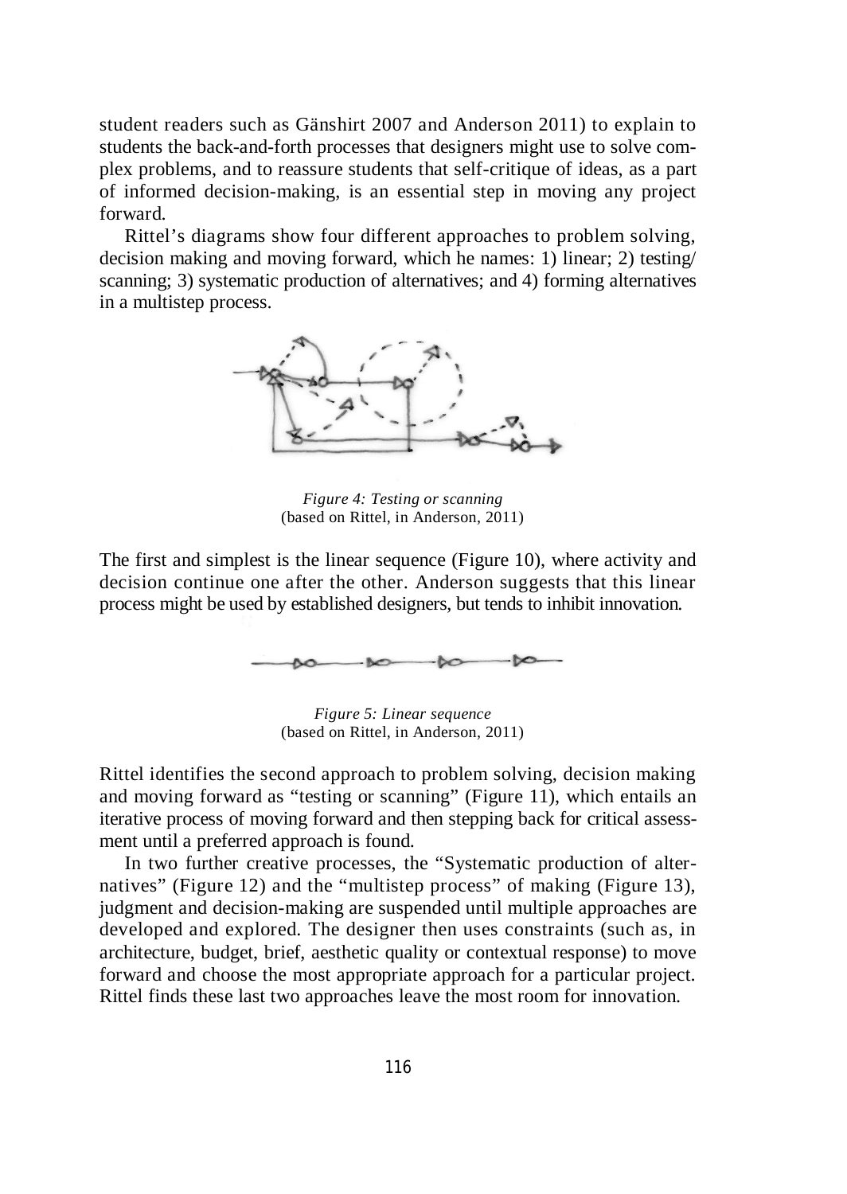student readers such as Gänshirt 2007 and Anderson 2011) to explain to students the back-and-forth processes that designers might use to solve complex problems, and to reassure students that self-critique of ideas, as a part of informed decision-making, is an essential step in moving any project forward.

Rittel's diagrams show four different approaches to problem solving, decision making and moving forward, which he names: 1) linear; 2) testing/ scanning; 3) systematic production of alternatives; and 4) forming alternatives in a multistep process.

*Figure 4: Testing or scanning*
(based on Rittel, in Anderson, 2011)

The first and simplest is the linear sequence (Figure 10), where activity and decision continue one after the other. Anderson suggests that this linear process might be used by established designers, but tends to inhibit innovation.

*Figure 5: Linear sequence*
(based on Rittel, in Anderson, 2011)

Rittel identifies the second approach to problem solving, decision making and moving forward as "testing or scanning" (Figure 11), which entails an iterative process of moving forward and then stepping back for critical assessment until a preferred approach is found.

In two further creative processes, the "Systematic production of alternatives" (Figure 12) and the "multistep process" of making (Figure 13), judgment and decision-making are suspended until multiple approaches are developed and explored. The designer then uses constraints (such as, in architecture, budget, brief, aesthetic quality or contextual response) to move forward and choose the most appropriate approach for a particular project. Rittel finds these last two approaches leave the most room for innovation.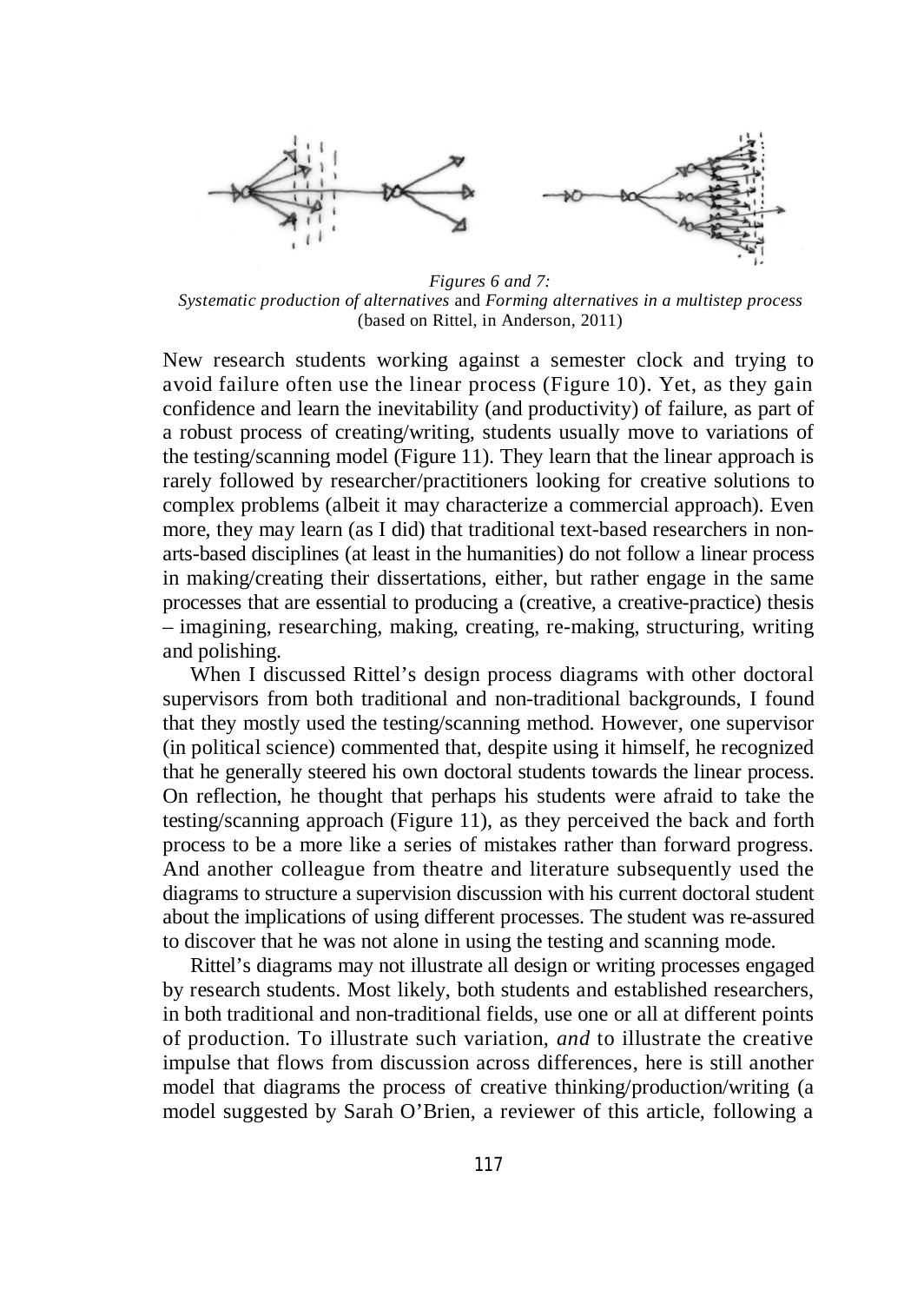*Figures 6 and 7:*
*Systematic production of alternatives* and *Forming alternatives in a multistep process*
(based on Rittel, in Anderson, 2011)

New research students working against a semester clock and trying to avoid failure often use the linear process (Figure 10). Yet, as they gain confidence and learn the inevitability (and productivity) of failure, as part of a robust process of creating/writing, students usually move to variations of the testing/scanning model (Figure 11). They learn that the linear approach is rarely followed by researcher/practitioners looking for creative solutions to complex problems (albeit it may characterize a commercial approach). Even more, they may learn (as I did) that traditional text-based researchers in non-arts-based disciplines (at least in the humanities) do not follow a linear process in making/creating their dissertations, either, but rather engage in the same processes that are essential to producing a (creative, a creative-practice) thesis – imagining, researching, making, creating, re-making, structuring, writing and polishing.

When I discussed Rittel's design process diagrams with other doctoral supervisors from both traditional and non-traditional backgrounds, I found that they mostly used the testing/scanning method. However, one supervisor (in political science) commented that, despite using it himself, he recognized that he generally steered his own doctoral students towards the linear process. On reflection, he thought that perhaps his students were afraid to take the testing/scanning approach (Figure 11), as they perceived the back and forth process to be a more like a series of mistakes rather than forward progress. And another colleague from theatre and literature subsequently used the diagrams to structure a supervision discussion with his current doctoral student about the implications of using different processes. The student was re-assured to discover that he was not alone in using the testing and scanning mode.

Rittel's diagrams may not illustrate all design or writing processes engaged by research students. Most likely, both students and established researchers, in both traditional and non-traditional fields, use one or all at different points of production. To illustrate such variation, *and* to illustrate the creative impulse that flows from discussion across differences, here is still another model that diagrams the process of creative thinking/production/writing (a model suggested by Sarah O'Brien, a reviewer of this article, following a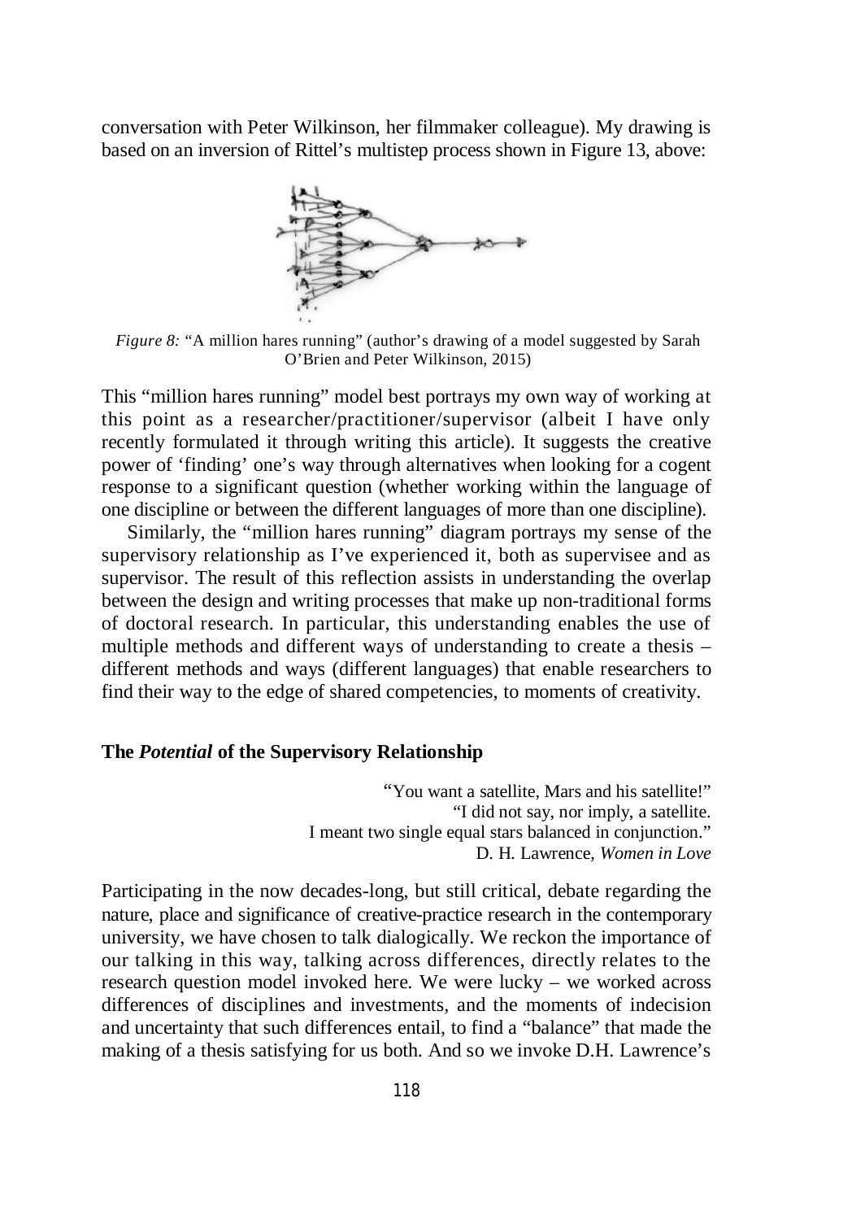conversation with Peter Wilkinson, her filmmaker colleague). My drawing is based on an inversion of Rittel's multistep process shown in Figure 13, above:

*Figure 8:* "A million hares running" (author's drawing of a model suggested by Sarah O'Brien and Peter Wilkinson, 2015)

This "million hares running" model best portrays my own way of working at this point as a researcher/practitioner/supervisor (albeit I have only recently formulated it through writing this article). It suggests the creative power of 'finding' one's way through alternatives when looking for a cogent response to a significant question (whether working within the language of one discipline or between the different languages of more than one discipline).

Similarly, the "million hares running" diagram portrays my sense of the supervisory relationship as I've experienced it, both as supervisee and as supervisor. The result of this reflection assists in understanding the overlap between the design and writing processes that make up non-traditional forms of doctoral research. In particular, this understanding enables the use of multiple methods and different ways of understanding to create a thesis – different methods and ways (different languages) that enable researchers to find their way to the edge of shared competencies, to moments of creativity.

## The *Potential* of the Supervisory Relationship

> "You want a satellite, Mars and his satellite!"
> "I did not say, nor imply, a satellite.
> I meant two single equal stars balanced in conjunction."
> D. H. Lawrence, *Women in Love*

Participating in the now decades-long, but still critical, debate regarding the nature, place and significance of creative-practice research in the contemporary university, we have chosen to talk dialogically. We reckon the importance of our talking in this way, talking across differences, directly relates to the research question model invoked here. We were lucky – we worked across differences of disciplines and investments, and the moments of indecision and uncertainty that such differences entail, to find a "balance" that made the making of a thesis satisfying for us both. And so we invoke D.H. Lawrence's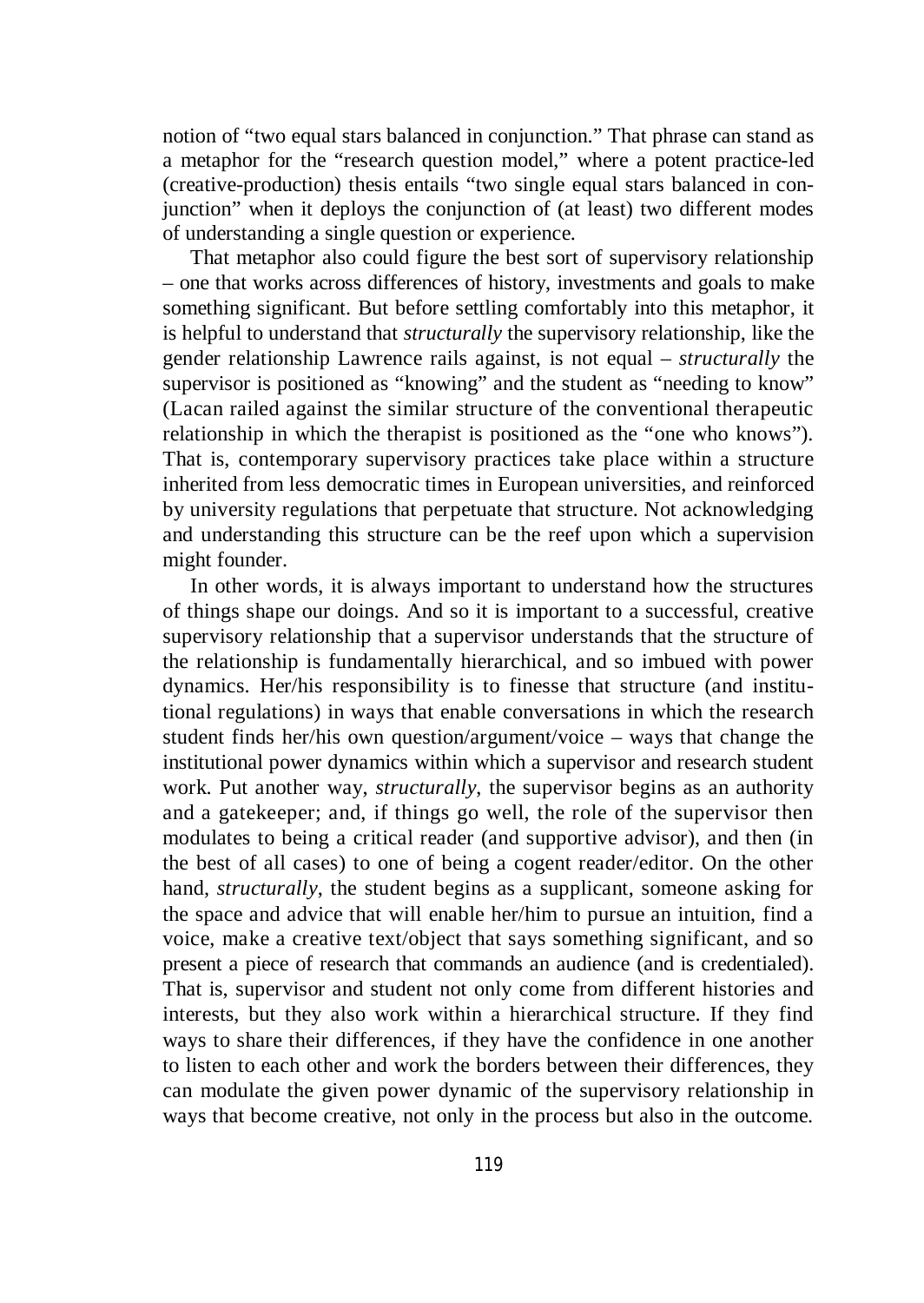notion of "two equal stars balanced in conjunction." That phrase can stand as a metaphor for the "research question model," where a potent practice-led (creative-production) thesis entails "two single equal stars balanced in conjunction" when it deploys the conjunction of (at least) two different modes of understanding a single question or experience.

That metaphor also could figure the best sort of supervisory relationship – one that works across differences of history, investments and goals to make something significant. But before settling comfortably into this metaphor, it is helpful to understand that *structurally* the supervisory relationship, like the gender relationship Lawrence rails against, is not equal – *structurally* the supervisor is positioned as "knowing" and the student as "needing to know" (Lacan railed against the similar structure of the conventional therapeutic relationship in which the therapist is positioned as the "one who knows"). That is, contemporary supervisory practices take place within a structure inherited from less democratic times in European universities, and reinforced by university regulations that perpetuate that structure. Not acknowledging and understanding this structure can be the reef upon which a supervision might founder.

In other words, it is always important to understand how the structures of things shape our doings. And so it is important to a successful, creative supervisory relationship that a supervisor understands that the structure of the relationship is fundamentally hierarchical, and so imbued with power dynamics. Her/his responsibility is to finesse that structure (and institutional regulations) in ways that enable conversations in which the research student finds her/his own question/argument/voice – ways that change the institutional power dynamics within which a supervisor and research student work. Put another way, *structurally*, the supervisor begins as an authority and a gatekeeper; and, if things go well, the role of the supervisor then modulates to being a critical reader (and supportive advisor), and then (in the best of all cases) to one of being a cogent reader/editor. On the other hand, *structurally*, the student begins as a supplicant, someone asking for the space and advice that will enable her/him to pursue an intuition, find a voice, make a creative text/object that says something significant, and so present a piece of research that commands an audience (and is credentialed). That is, supervisor and student not only come from different histories and interests, but they also work within a hierarchical structure. If they find ways to share their differences, if they have the confidence in one another to listen to each other and work the borders between their differences, they can modulate the given power dynamic of the supervisory relationship in ways that become creative, not only in the process but also in the outcome.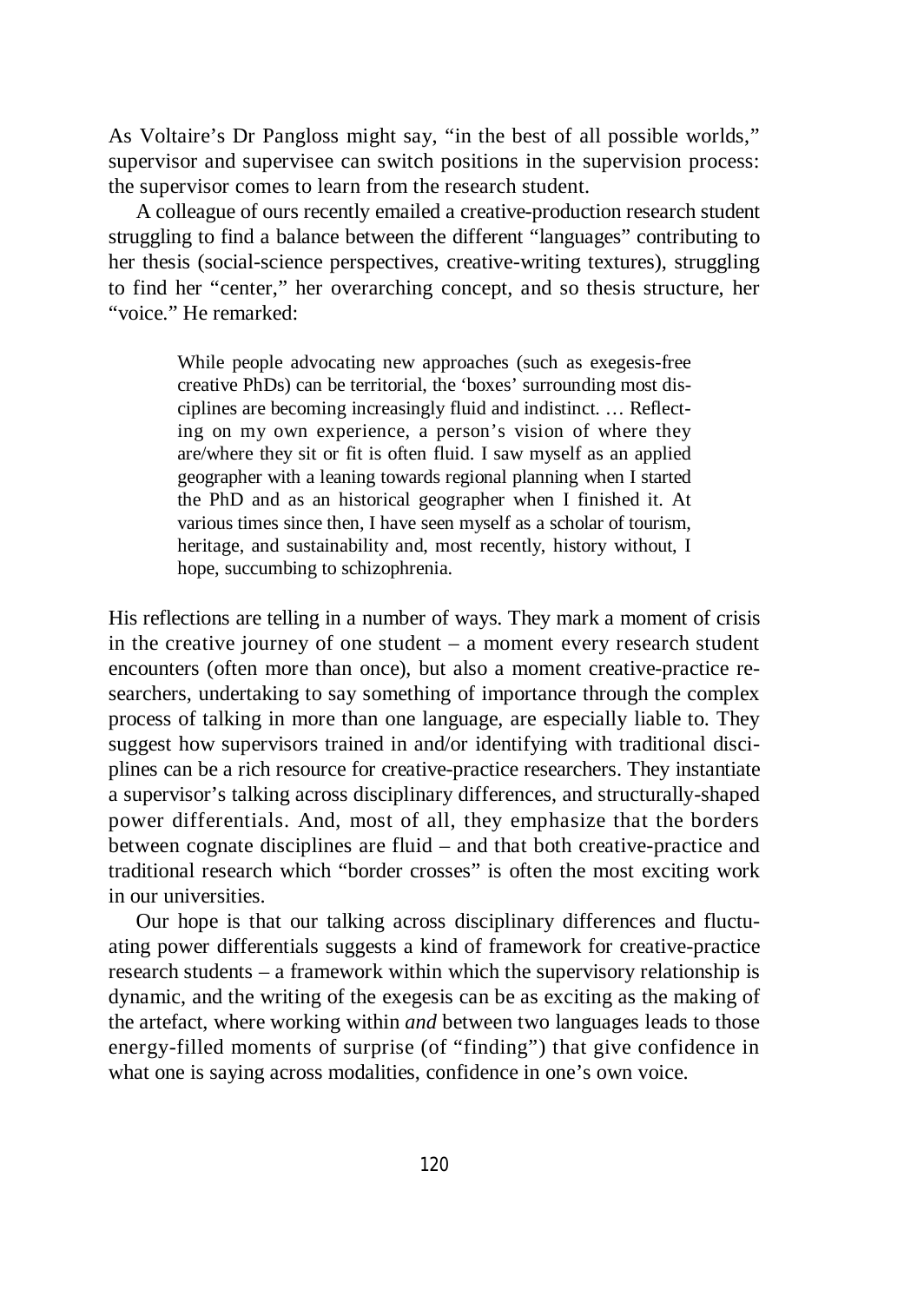As Voltaire's Dr Pangloss might say, "in the best of all possible worlds," supervisor and supervisee can switch positions in the supervision process: the supervisor comes to learn from the research student.

A colleague of ours recently emailed a creative-production research student struggling to find a balance between the different "languages" contributing to her thesis (social-science perspectives, creative-writing textures), struggling to find her "center," her overarching concept, and so thesis structure, her "voice." He remarked:

> While people advocating new approaches (such as exegesis-free creative PhDs) can be territorial, the 'boxes' surrounding most disciplines are becoming increasingly fluid and indistinct. … Reflecting on my own experience, a person's vision of where they are/where they sit or fit is often fluid. I saw myself as an applied geographer with a leaning towards regional planning when I started the PhD and as an historical geographer when I finished it. At various times since then, I have seen myself as a scholar of tourism, heritage, and sustainability and, most recently, history without, I hope, succumbing to schizophrenia.

His reflections are telling in a number of ways. They mark a moment of crisis in the creative journey of one student – a moment every research student encounters (often more than once), but also a moment creative-practice researchers, undertaking to say something of importance through the complex process of talking in more than one language, are especially liable to. They suggest how supervisors trained in and/or identifying with traditional disciplines can be a rich resource for creative-practice researchers. They instantiate a supervisor's talking across disciplinary differences, and structurally-shaped power differentials. And, most of all, they emphasize that the borders between cognate disciplines are fluid – and that both creative-practice and traditional research which "border crosses" is often the most exciting work in our universities.

Our hope is that our talking across disciplinary differences and fluctuating power differentials suggests a kind of framework for creative-practice research students – a framework within which the supervisory relationship is dynamic, and the writing of the exegesis can be as exciting as the making of the artefact, where working within *and* between two languages leads to those energy-filled moments of surprise (of "finding") that give confidence in what one is saying across modalities, confidence in one's own voice.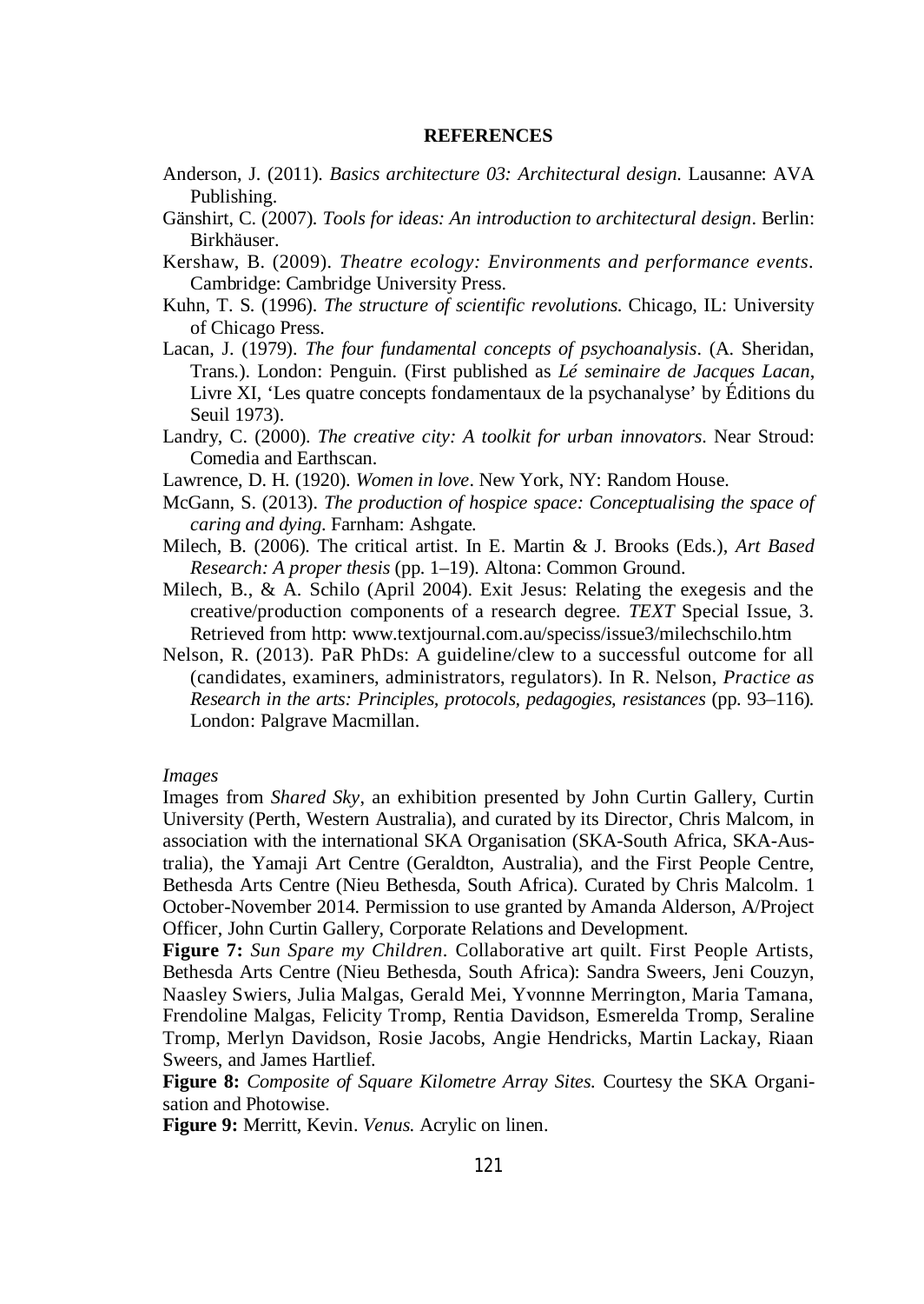## REFERENCES

Anderson, J. (2011). *Basics architecture 03: Architectural design*. Lausanne: AVA Publishing.

Gänshirt, C. (2007). *Tools for ideas: An introduction to architectural design*. Berlin: Birkhäuser.

Kershaw, B. (2009). *Theatre ecology: Environments and performance events*. Cambridge: Cambridge University Press.

Kuhn, T. S. (1996). *The structure of scientific revolutions.* Chicago, IL: University of Chicago Press.

Lacan, J. (1979). *The four fundamental concepts of psychoanalysis*. (A. Sheridan, Trans.). London: Penguin. (First published as *Lé seminaire de Jacques Lacan*, Livre XI, 'Les quatre concepts fondamentaux de la psychanalyse' by Éditions du Seuil 1973).

Landry, C. (2000). *The creative city: A toolkit for urban innovators*. Near Stroud: Comedia and Earthscan.

Lawrence, D. H. (1920). *Women in love*. New York, NY: Random House.

McGann, S. (2013). *The production of hospice space: Conceptualising the space of caring and dying*. Farnham: Ashgate.

Milech, B. (2006). The critical artist. In E. Martin & J. Brooks (Eds.), *Art Based Research: A proper thesis* (pp. 1–19). Altona: Common Ground.

Milech, B., & A. Schilo (April 2004). Exit Jesus: Relating the exegesis and the creative/production components of a research degree. *TEXT* Special Issue, 3. Retrieved from http: www.textjournal.com.au/speciss/issue3/milechschilo.htm

Nelson, R. (2013). PaR PhDs: A guideline/clew to a successful outcome for all (candidates, examiners, administrators, regulators). In R. Nelson, *Practice as Research in the arts: Principles, protocols, pedagogies, resistances* (pp. 93–116). London: Palgrave Macmillan.

*Images*

Images from *Shared Sky*, an exhibition presented by John Curtin Gallery, Curtin University (Perth, Western Australia), and curated by its Director, Chris Malcom, in association with the international SKA Organisation (SKA-South Africa, SKA-Australia), the Yamaji Art Centre (Geraldton, Australia), and the First People Centre, Bethesda Arts Centre (Nieu Bethesda, South Africa). Curated by Chris Malcolm. 1 October-November 2014. Permission to use granted by Amanda Alderson, A/Project Officer, John Curtin Gallery, Corporate Relations and Development.

**Figure 7:** *Sun Spare my Children*. Collaborative art quilt. First People Artists, Bethesda Arts Centre (Nieu Bethesda, South Africa): Sandra Sweers, Jeni Couzyn, Naasley Swiers, Julia Malgas, Gerald Mei, Yvonnne Merrington, Maria Tamana, Frendoline Malgas, Felicity Tromp, Rentia Davidson, Esmerelda Tromp, Seraline Tromp, Merlyn Davidson, Rosie Jacobs, Angie Hendricks, Martin Lackay, Riaan Sweers, and James Hartlief.

**Figure 8:** *Composite of Square Kilometre Array Sites.* Courtesy the SKA Organisation and Photowise.

**Figure 9:** Merritt, Kevin. *Venus.* Acrylic on linen.